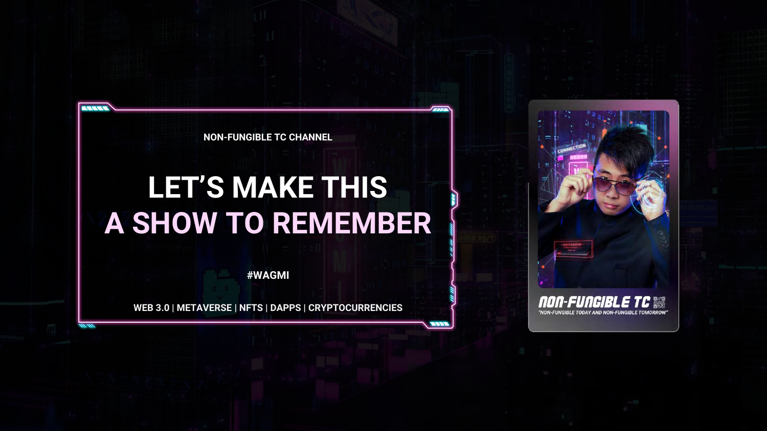NON-FUNGIBLE TC CHANNEL

# LET'S MAKE THIS A SHOW TO REMEMBER

#WAGMI

WEB 3.0 | METAVERSE | NFTS | DAPPS | CRYPTOCURRENCIES

NON-FUNGIBLE TC

"NON-FUNGIBLE TODAY AND NON-FUNGIBLE TOMORROW"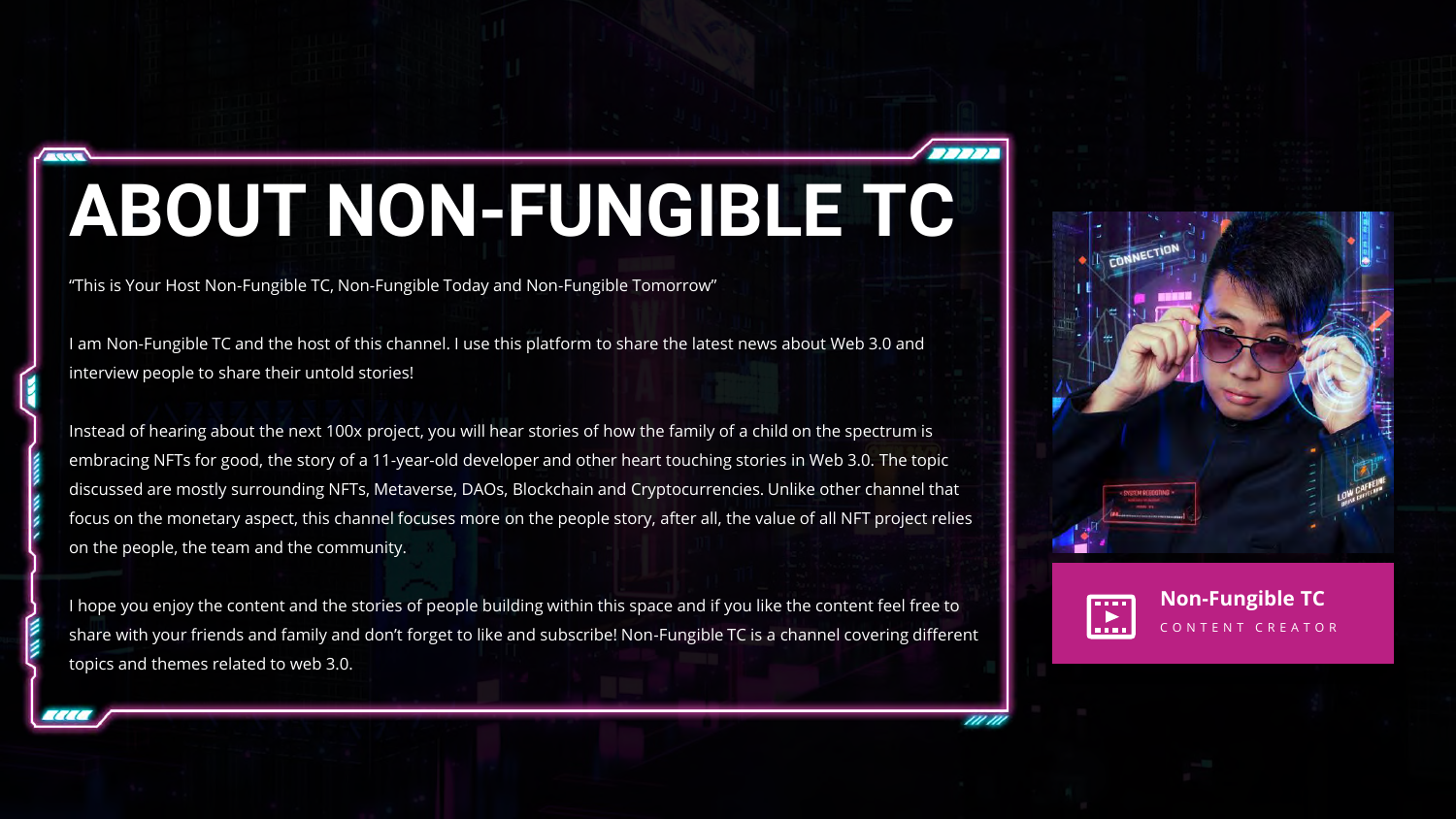# ABOUT NON-FUNGIBLE TC

"This is Your Host Non-Fungible TC, Non-Fungible Today and Non-Fungible Tomorrow"

I am Non-Fungible TC and the host of this channel. I use this platform to share the latest news about Web 3.0 and interview people to share their untold stories!

Instead of hearing about the next 100x project, you will hear stories of how the family of a child on the spectrum is embracing NFTs for good, the story of a 11-year-old developer and other heart touching stories in Web 3.0. The topic discussed are mostly surrounding NFTs, Metaverse, DAOs, Blockchain and Cryptocurrencies. Unlike other channel that focus on the monetary aspect, this channel focuses more on the people story, after all, the value of all NFT project relies on the people, the team and the community.

I hope you enjoy the content and the stories of people building within this space and if you like the content feel free to share with your friends and family and don't forget to like and subscribe! Non-Fungible TC is a channel covering different topics and themes related to web 3.0.

**Non-Fungible TC**

CONTENT CREATOR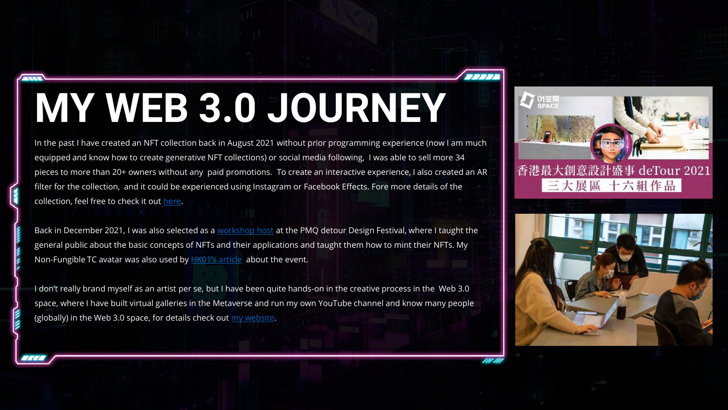# MY WEB 3.0 JOURNEY

In the past I have created an NFT collection back in August 2021 without prior programming experience (now I am much equipped and know how to create generative NFT collections) or social media following, I was able to sell more 34 pieces to more than 20+ owners without any paid promotions. To create an interactive experience, I also created an AR filter for the collection, and it could be experienced using Instagram or Facebook Effects. Fore more details of the collection, feel free to check it out here.

Back in December 2021, I was also selected as a workshop host at the PMQ detour Design Festival, where I taught the general public about the basic concepts of NFTs and their applications and taught them how to mint their NFTs. My Non-Fungible TC avatar was also used by HK01's article about the event.

I don't really brand myself as an artist per se, but I have been quite hands-on in the creative process in the Web 3.0 space, where I have built virtual galleries in the Metaverse and run my own YouTube channel and know many people (globally) in the Web 3.0 space, for details check out my website.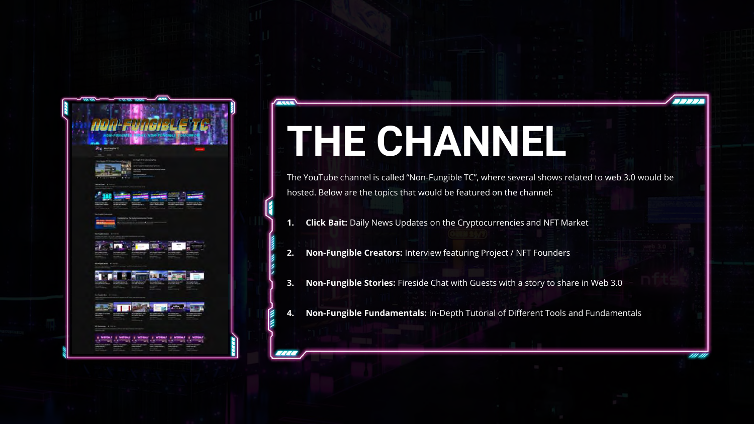# THE CHANNEL

The YouTube channel is called "Non-Fungible TC", where several shows related to web 3.0 would be hosted. Below are the topics that would be featured on the channel:

1. **Click Bait:** Daily News Updates on the Cryptocurrencies and NFT Market
2. **Non-Fungible Creators:** Interview featuring Project / NFT Founders
3. **Non-Fungible Stories:** Fireside Chat with Guests with a story to share in Web 3.0
4. **Non-Fungible Fundamentals:** In-Depth Tutorial of Different Tools and Fundamentals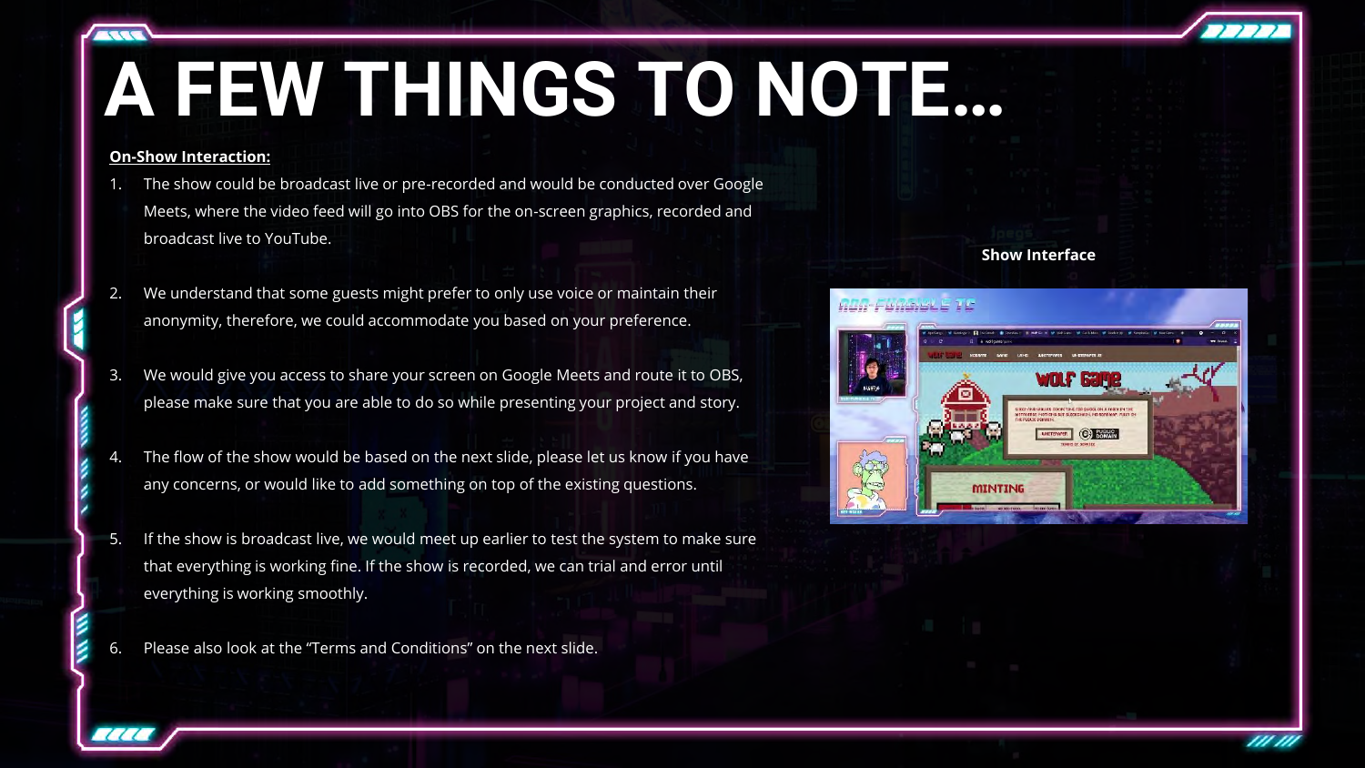# A FEW THINGS TO NOTE…

**On-Show Interaction:**

1. The show could be broadcast live or pre-recorded and would be conducted over Google Meets, where the video feed will go into OBS for the on-screen graphics, recorded and broadcast live to YouTube.

2. We understand that some guests might prefer to only use voice or maintain their anonymity, therefore, we could accommodate you based on your preference.

3. We would give you access to share your screen on Google Meets and route it to OBS, please make sure that you are able to do so while presenting your project and story.

4. The flow of the show would be based on the next slide, please let us know if you have any concerns, or would like to add something on top of the existing questions.

5. If the show is broadcast live, we would meet up earlier to test the system to make sure that everything is working fine. If the show is recorded, we can trial and error until everything is working smoothly.

6. Please also look at the "Terms and Conditions" on the next slide.

**Show Interface**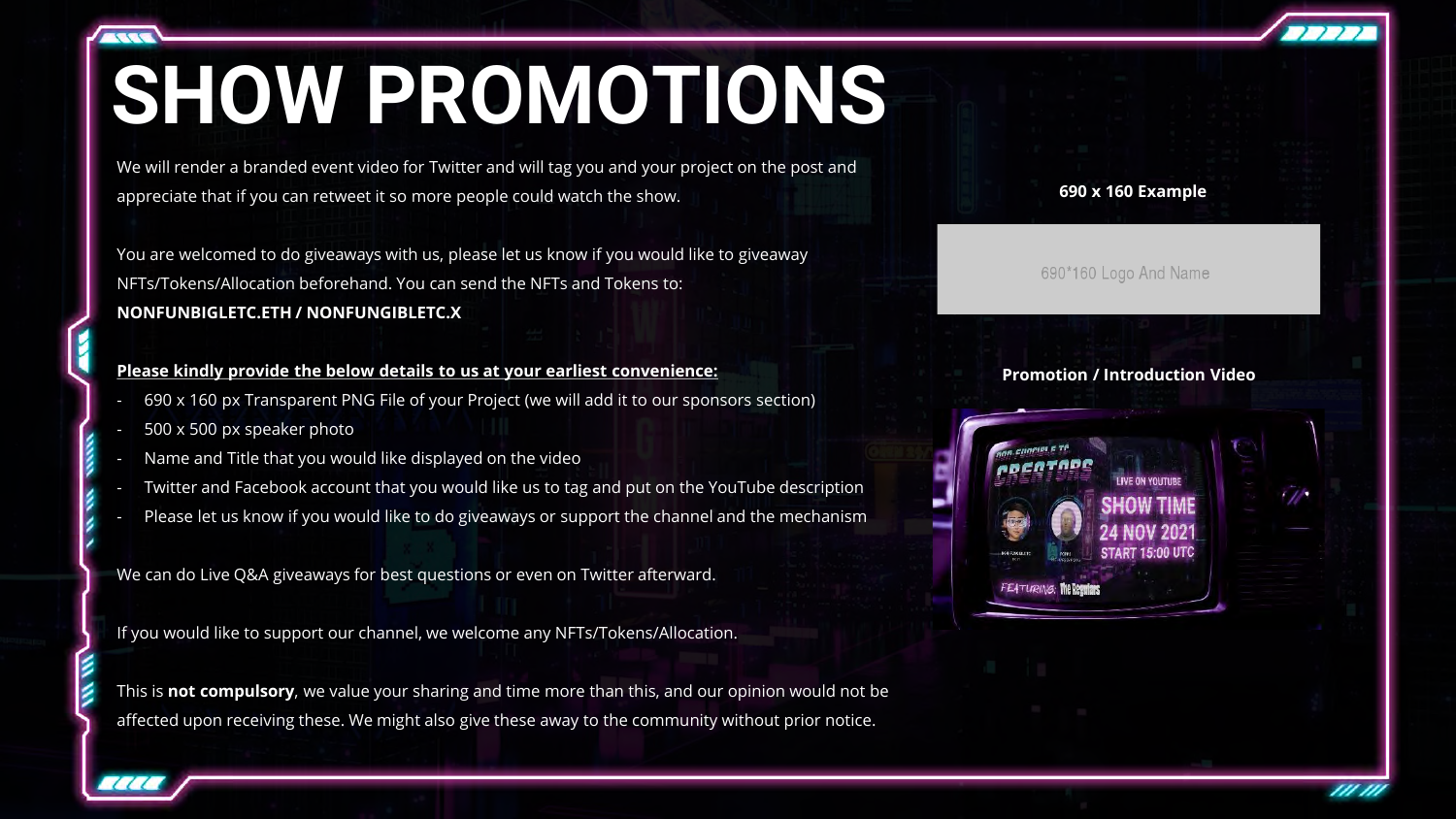# SHOW PROMOTIONS

We will render a branded event video for Twitter and will tag you and your project on the post and appreciate that if you can retweet it so more people could watch the show.

You are welcomed to do giveaways with us, please let us know if you would like to giveaway NFTs/Tokens/Allocation beforehand. You can send the NFTs and Tokens to: **NONFUNBIGLETC.ETH / NONFUNGIBLETC.X**

**Please kindly provide the below details to us at your earliest convenience:**

- 690 x 160 px Transparent PNG File of your Project (we will add it to our sponsors section)
- 500 x 500 px speaker photo
- Name and Title that you would like displayed on the video
- Twitter and Facebook account that you would like us to tag and put on the YouTube description
- Please let us know if you would like to do giveaways or support the channel and the mechanism

We can do Live Q&A giveaways for best questions or even on Twitter afterward.

If you would like to support our channel, we welcome any NFTs/Tokens/Allocation.

This is **not compulsory**, we value your sharing and time more than this, and our opinion would not be affected upon receiving these. We might also give these away to the community without prior notice.

**690 x 160 Example**

690*160 Logo And Name

**Promotion / Introduction Video**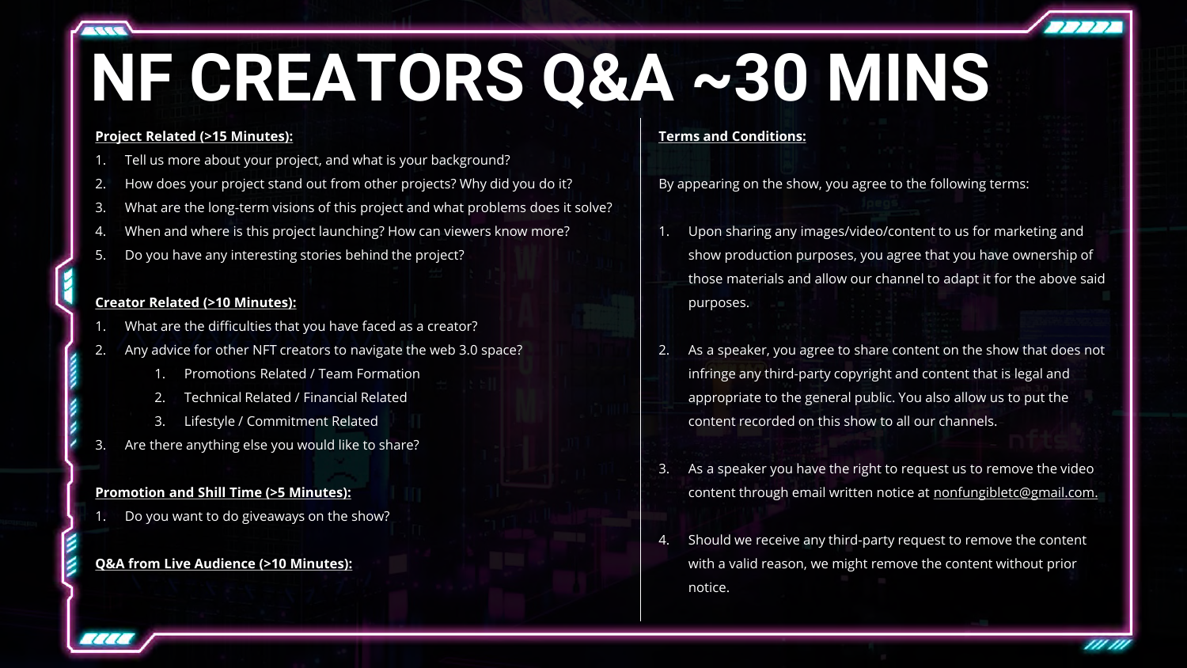# NF CREATORS Q&A ~30 MINS

**Project Related (>15 Minutes):**

1. Tell us more about your project, and what is your background?
2. How does your project stand out from other projects? Why did you do it?
3. What are the long-term visions of this project and what problems does it solve?
4. When and where is this project launching? How can viewers know more?
5. Do you have any interesting stories behind the project?

**Creator Related (>10 Minutes):**

1. What are the difficulties that you have faced as a creator?
2. Any advice for other NFT creators to navigate the web 3.0 space?
    1. Promotions Related / Team Formation
    2. Technical Related / Financial Related
    3. Lifestyle / Commitment Related
3. Are there anything else you would like to share?

**Promotion and Shill Time (>5 Minutes):**

1. Do you want to do giveaways on the show?

**Q&A from Live Audience (>10 Minutes):**

**Terms and Conditions:**

By appearing on the show, you agree to the following terms:

1. Upon sharing any images/video/content to us for marketing and show production purposes, you agree that you have ownership of those materials and allow our channel to adapt it for the above said purposes.

2. As a speaker, you agree to share content on the show that does not infringe any third-party copyright and content that is legal and appropriate to the general public. You also allow us to put the content recorded on this show to all our channels.

3. As a speaker you have the right to request us to remove the video content through email written notice at nonfungibletc@gmail.com.

4. Should we receive any third-party request to remove the content with a valid reason, we might remove the content without prior notice.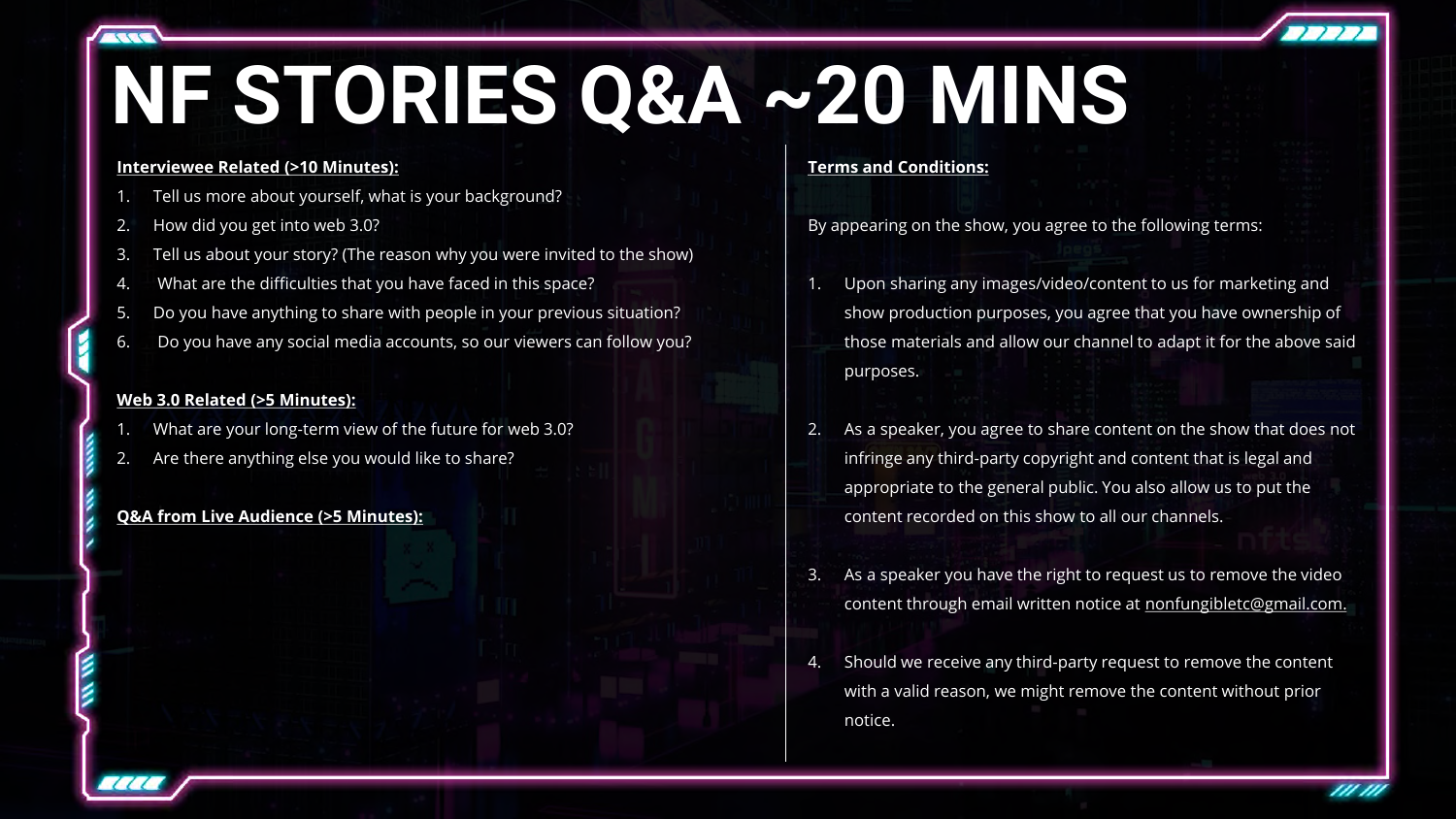# NF STORIES Q&A ~20 MINS

**Interviewee Related (>10 Minutes):**

1. Tell us more about yourself, what is your background?
2. How did you get into web 3.0?
3. Tell us about your story? (The reason why you were invited to the show)
4. What are the difficulties that you have faced in this space?
5. Do you have anything to share with people in your previous situation?
6. Do you have any social media accounts, so our viewers can follow you?

**Web 3.0 Related (>5 Minutes):**

1. What are your long-term view of the future for web 3.0?
2. Are there anything else you would like to share?

**Q&A from Live Audience (>5 Minutes):**

**Terms and Conditions:**

By appearing on the show, you agree to the following terms:

1. Upon sharing any images/video/content to us for marketing and show production purposes, you agree that you have ownership of those materials and allow our channel to adapt it for the above said purposes.

2. As a speaker, you agree to share content on the show that does not infringe any third-party copyright and content that is legal and appropriate to the general public. You also allow us to put the content recorded on this show to all our channels.

3. As a speaker you have the right to request us to remove the video content through email written notice at nonfungibletc@gmail.com.

4. Should we receive any third-party request to remove the content with a valid reason, we might remove the content without prior notice.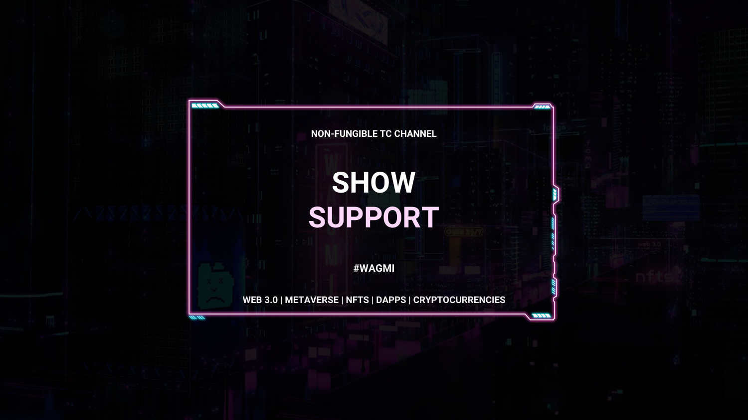NON-FUNGIBLE TC CHANNEL

# SHOW SUPPORT

#WAGMI

WEB 3.0 | METAVERSE | NFTS | DAPPS | CRYPTOCURRENCIES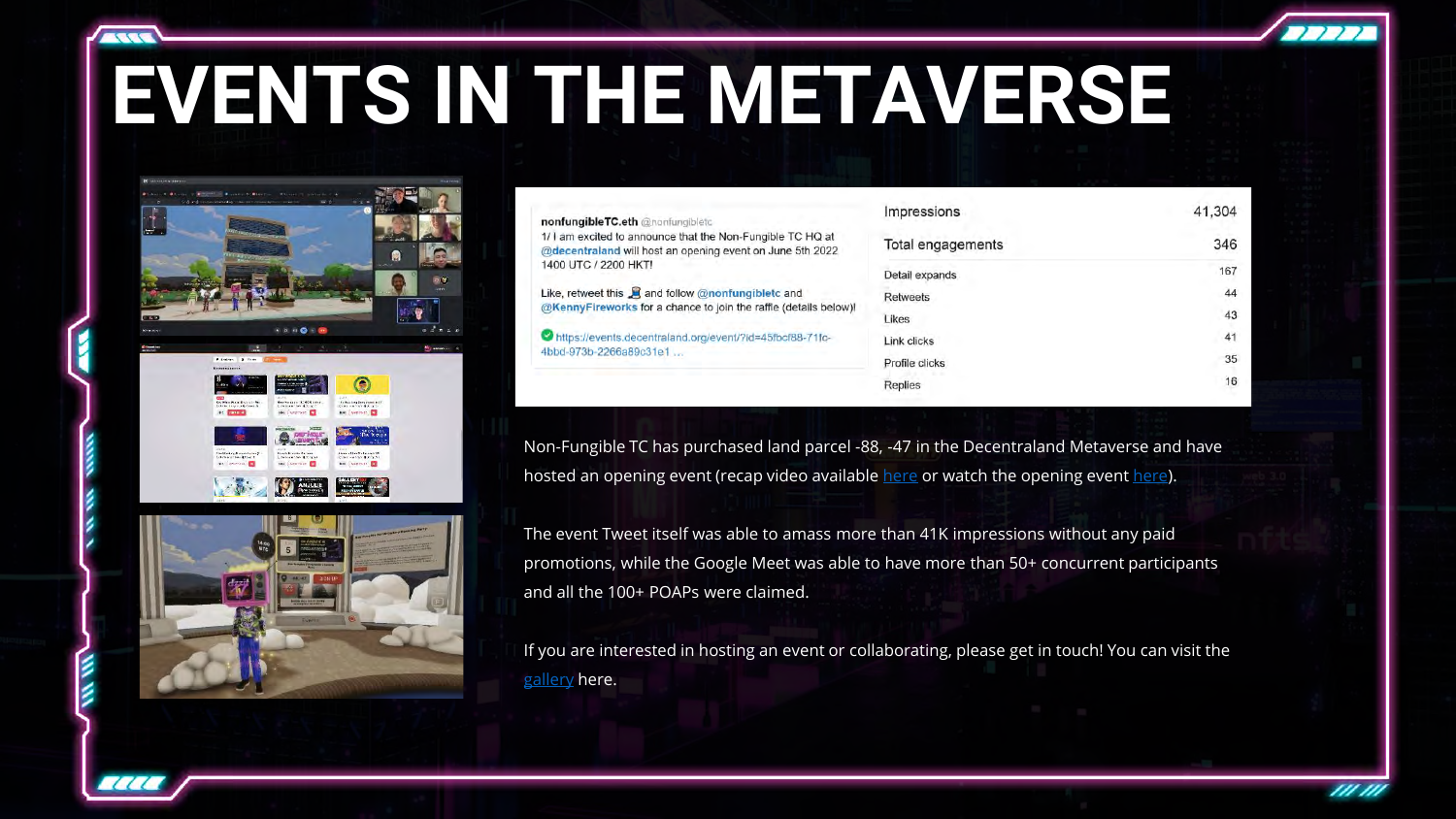# EVENTS IN THE METAVERSE

nonfungibleTC.eth @nonfungibletc
1/ I am excited to announce that the Non-Fungible TC HQ at @decentraland will host an opening event on June 5th 2022 1400 UTC / 2200 HKT!

Like, retweet this and follow @nonfungibletc and @KennyFireworks for a chance to join the raffle (details below)!

https://events.decentraland.org/event/?id=45fbcf88-71fc-4bbd-973b-2266a89c31e1 ...

| | |
|---|---|
| Impressions | 41,304 |
| Total engagements | 346 |
| Detail expands | 167 |
| Retweets | 44 |
| Likes | 43 |
| Link clicks | 41 |
| Profile clicks | 35 |
| Replies | 16 |

Non-Fungible TC has purchased land parcel -88, -47 in the Decentraland Metaverse and have hosted an opening event (recap video available here or watch the opening event here).

The event Tweet itself was able to amass more than 41K impressions without any paid promotions, while the Google Meet was able to have more than 50+ concurrent participants and all the 100+ POAPs were claimed.

If you are interested in hosting an event or collaborating, please get in touch! You can visit the gallery here.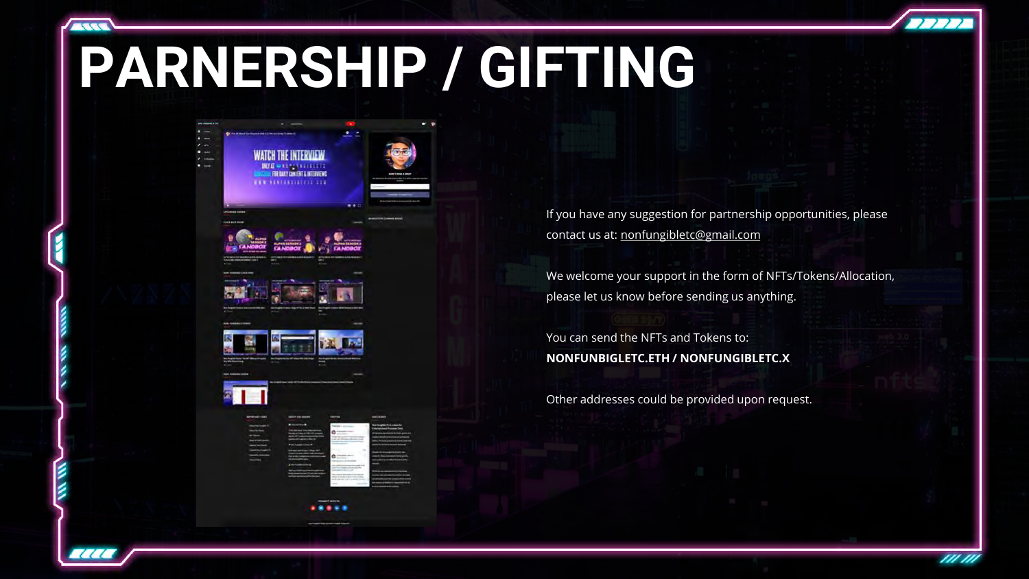# PARNERSHIP / GIFTING

If you have any suggestion for partnership opportunities, please contact us at: nonfungibletc@gmail.com

We welcome your support in the form of NFTs/Tokens/Allocation, please let us know before sending us anything.

You can send the NFTs and Tokens to:
**NONFUNBIGLETC.ETH / NONFUNGIBLETC.X**

Other addresses could be provided upon request.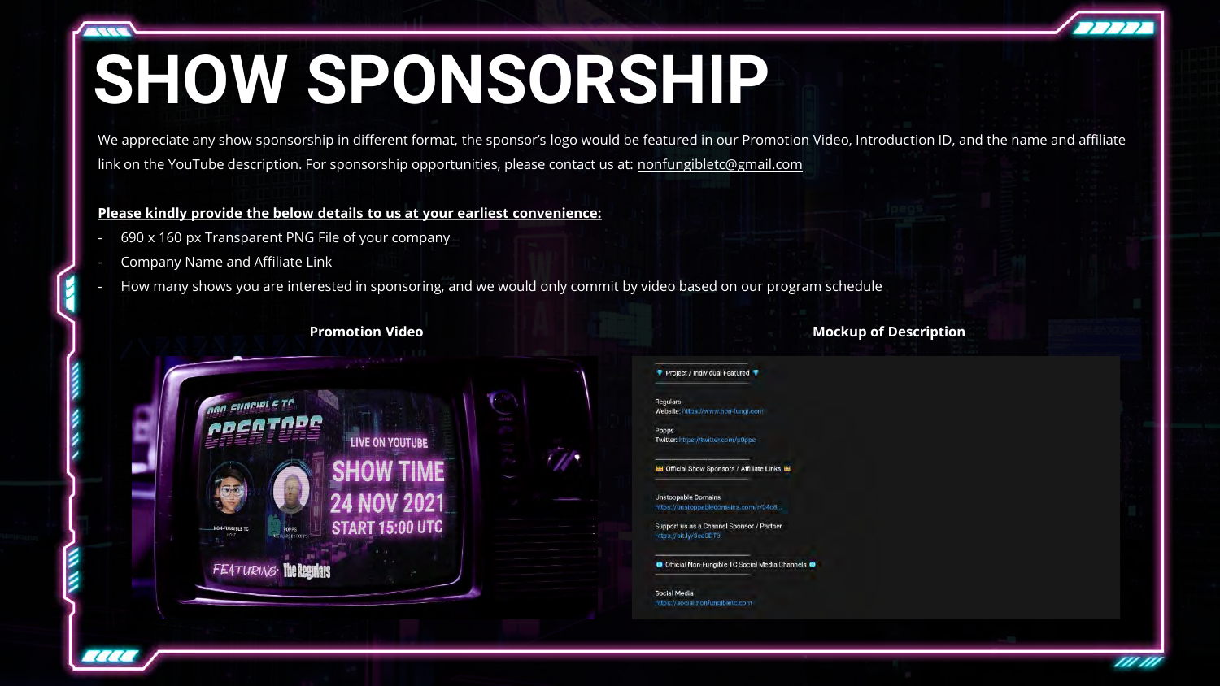# SHOW SPONSORSHIP

We appreciate any show sponsorship in different format, the sponsor's logo would be featured in our Promotion Video, Introduction ID, and the name and affiliate link on the YouTube description. For sponsorship opportunities, please contact us at: nonfungibletc@gmail.com

**Please kindly provide the below details to us at your earliest convenience:**

- 690 x 160 px Transparent PNG File of your company
- Company Name and Affiliate Link
- How many shows you are interested in sponsoring, and we would only commit by video based on our program schedule

**Promotion Video**

**Mockup of Description**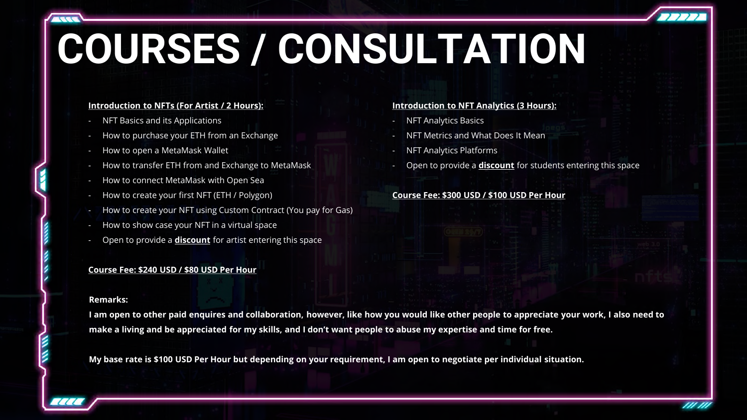# COURSES / CONSULTATION

**Introduction to NFTs (For Artist / 2 Hours):**

- NFT Basics and its Applications
- How to purchase your ETH from an Exchange
- How to open a MetaMask Wallet
- How to transfer ETH from and Exchange to MetaMask
- How to connect MetaMask with Open Sea
- How to create your first NFT (ETH / Polygon)
- How to create your NFT using Custom Contract (You pay for Gas)
- How to show case your NFT in a virtual space
- Open to provide a **discount** for artist entering this space

**Course Fee: $240 USD / $80 USD Per Hour**

**Introduction to NFT Analytics (3 Hours):**

- NFT Analytics Basics
- NFT Metrics and What Does It Mean
- NFT Analytics Platforms
- Open to provide a **discount** for students entering this space

**Course Fee: $300 USD / $100 USD Per Hour**

**Remarks:**

**I am open to other paid enquires and collaboration, however, like how you would like other people to appreciate your work, I also need to make a living and be appreciated for my skills, and I don't want people to abuse my expertise and time for free.**

**My base rate is $100 USD Per Hour but depending on your requirement, I am open to negotiate per individual situation.**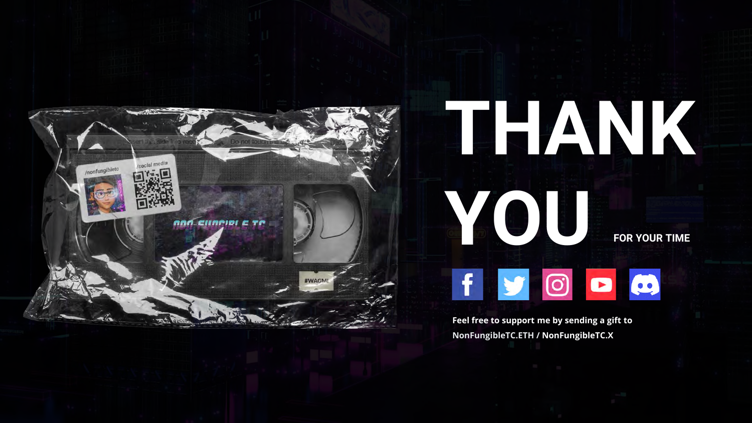# THANK YOU

FOR YOUR TIME

**Feel free to support me by sending a gift to NonFungibleTC.ETH / NonFungibleTC.X**